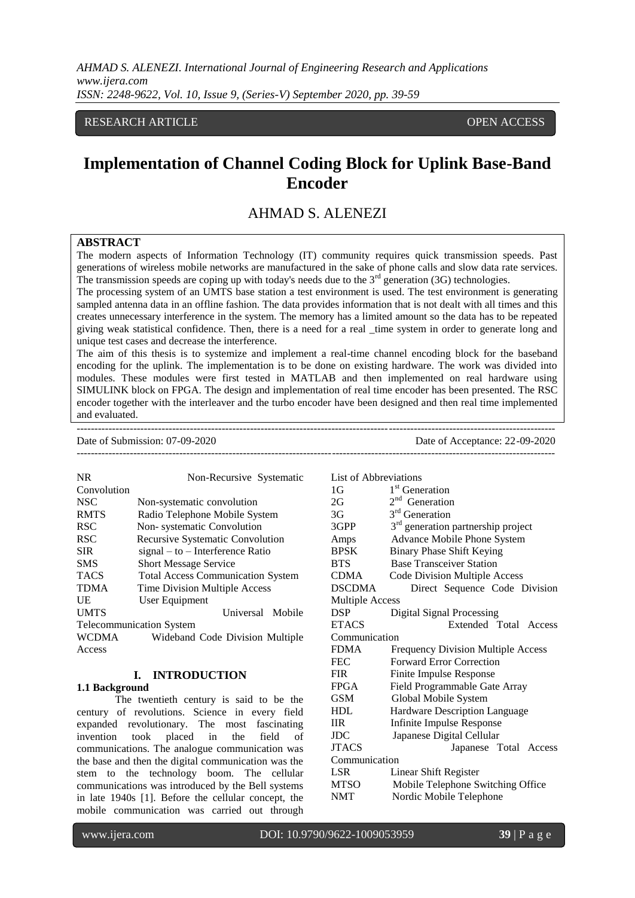RESEARCH ARTICLE OPEN ACCESS

# Implementation of Channel Coding Block for Uplink Base-Band Encoder

## AHMAD S. ALENEZI

**ABSTRACT**

The modern aspects of Information Technology (IT) community requires quick transmission speeds. Past generations of wireless mobile networks are manufactured in the sake of phone calls and slow data rate services. The transmission speeds are coping up with today's needs due to the 3[rd] generation (3G) technologies.

The processing system of an UMTS base station a test environment is used. The test environment is generating sampled antenna data in an offline fashion. The data provides information that is not dealt with all times and this creates unnecessary interference in the system. The memory has a limited amount so the data has to be repeated giving weak statistical confidence. Then, there is a need for a real _time system in order to generate long and unique test cases and decrease the interference.

The aim of this thesis is to systemize and implement a real-time channel encoding block for the baseband encoding for the uplink. The implementation is to be done on existing hardware. The work was divided into modules. These modules were first tested in MATLAB and then implemented on real hardware using SIMULINK block on FPGA. The design and implementation of real time encoder has been presented. The RSC encoder together with the interleaver and the turbo encoder have been designed and then real time implemented and evaluated.

---

Date of Submission: 07-09-2020 Date of Acceptance: 22-09-2020

---

List of Abbreviations

| | |
|---|---|
| 1G | 1[st] Generation |
| 2G | 2[nd] Generation |
| 3G | 3[rd] Generation |
| 3GPP | 3[rd] generation partnership project |
| Amps | Advance Mobile Phone System |
| BPSK | Binary Phase Shift Keying |
| BTS | Base Transceiver Station |
| CDMA | Code Division Multiple Access |
| DSCDMA | Direct Sequence Code Division Multiple Access |
| DSP | Digital Signal Processing |
| ETACS | Extended Total Access Communication |
| FDMA | Frequency Division Multiple Access |
| FEC | Forward Error Correction |
| FIR | Finite Impulse Response |
| FPGA | Field Programmable Gate Array |
| GSM | Global Mobile System |
| HDL | Hardware Description Language |
| IIR | Infinite Impulse Response |
| JDC | Japanese Digital Cellular |
| JTACS | Japanese Total Access Communication |
| LSR | Linear Shift Register |
| MTSO | Mobile Telephone Switching Office |
| NMT | Nordic Mobile Telephone |
| NR | Non-Recursive Systematic Convolution |
| NSC | Non-systematic convolution |
| RMTS | Radio Telephone Mobile System |
| RSC | Non- systematic Convolution |
| RSC | Recursive Systematic Convolution |
| SIR | signal – to – Interference Ratio |
| SMS | Short Message Service |
| TACS | Total Access Communication System |
| TDMA | Time Division Multiple Access |
| UE | User Equipment |
| UMTS | Universal Mobile Telecommunication System |
| WCDMA | Wideband Code Division Multiple Access |

## I. INTRODUCTION

### 1.1 Background

The twentieth century is said to be the century of revolutions. Science in every field expanded revolutionary. The most fascinating invention took placed in the field of communications. The analogue communication was the base and then the digital communication was the stem to the technology boom. The cellular communications was introduced by the Bell systems in late 1940s [1]. Before the cellular concept, the mobile communication was carried out through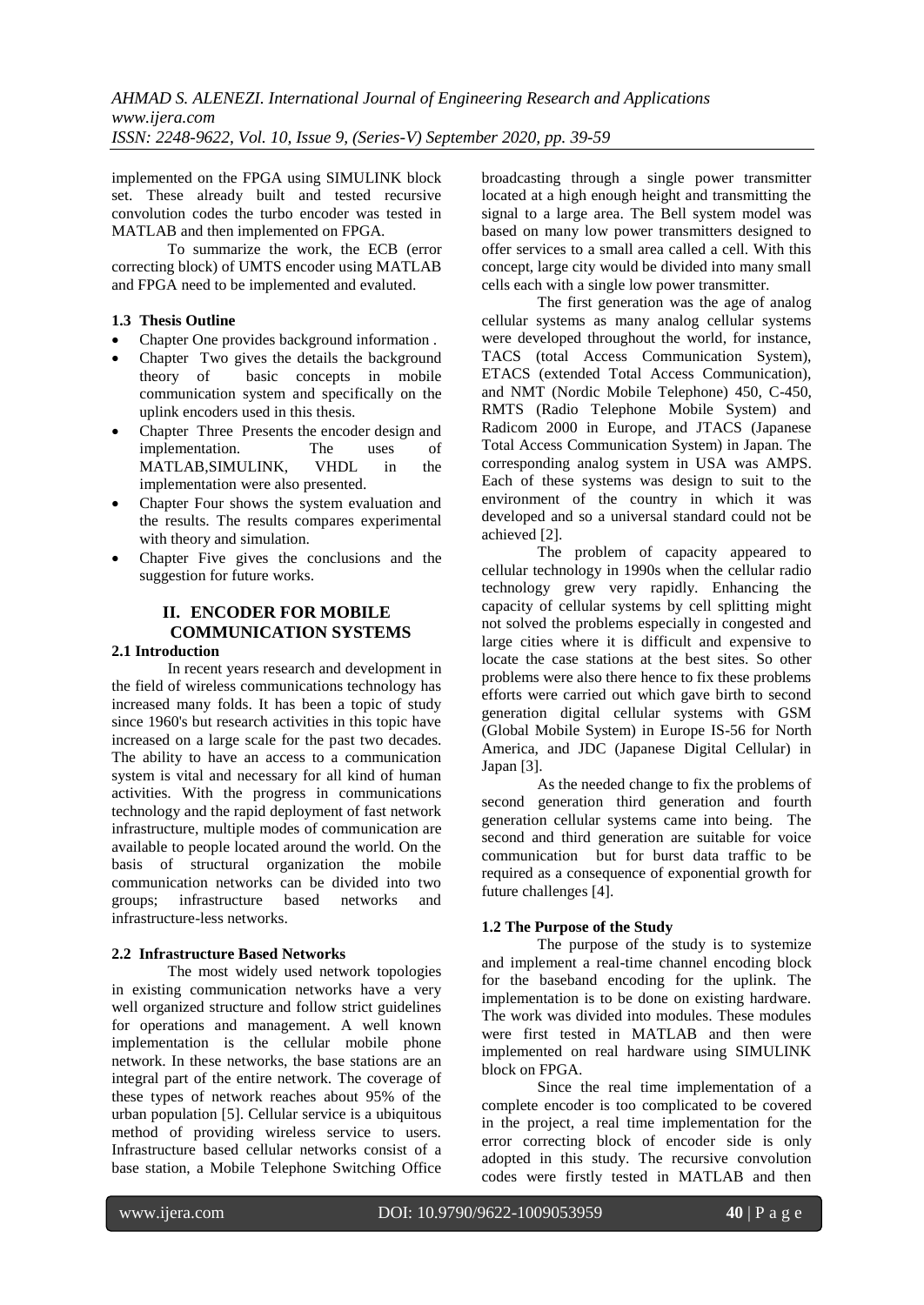implemented on the FPGA using SIMULINK block set. These already built and tested recursive convolution codes the turbo encoder was tested in MATLAB and then implemented on FPGA.

To summarize the work, the ECB (error correcting block) of UMTS encoder using MATLAB and FPGA need to be implemented and evaluted.

### 1.3 Thesis Outline

- Chapter One provides background information .
- Chapter Two gives the details the background theory of basic concepts in mobile communication system and specifically on the uplink encoders used in this thesis.
- Chapter Three Presents the encoder design and implementation. The uses of MATLAB,SIMULINK, VHDL in the implementation were also presented.
- Chapter Four shows the system evaluation and the results. The results compares experimental with theory and simulation.
- Chapter Five gives the conclusions and the suggestion for future works.

## II. ENCODER FOR MOBILE COMMUNICATION SYSTEMS

### 2.1 Introduction

In recent years research and development in the field of wireless communications technology has increased many folds. It has been a topic of study since 1960's but research activities in this topic have increased on a large scale for the past two decades. The ability to have an access to a communication system is vital and necessary for all kind of human activities. With the progress in communications technology and the rapid deployment of fast network infrastructure, multiple modes of communication are available to people located around the world. On the basis of structural organization the mobile communication networks can be divided into two groups; infrastructure based networks and infrastructure-less networks.

### 2.2 Infrastructure Based Networks

The most widely used network topologies in existing communication networks have a very well organized structure and follow strict guidelines for operations and management. A well known implementation is the cellular mobile phone network. In these networks, the base stations are an integral part of the entire network. The coverage of these types of network reaches about 95% of the urban population [5]. Cellular service is a ubiquitous method of providing wireless service to users. Infrastructure based cellular networks consist of a base station, a Mobile Telephone Switching Office broadcasting through a single power transmitter located at a high enough height and transmitting the signal to a large area. The Bell system model was based on many low power transmitters designed to offer services to a small area called a cell. With this concept, large city would be divided into many small cells each with a single low power transmitter.

The first generation was the age of analog cellular systems as many analog cellular systems were developed throughout the world, for instance, TACS (total Access Communication System), ETACS (extended Total Access Communication), and NMT (Nordic Mobile Telephone) 450, C-450, RMTS (Radio Telephone Mobile System) and Radicom 2000 in Europe, and JTACS (Japanese Total Access Communication System) in Japan. The corresponding analog system in USA was AMPS. Each of these systems was design to suit to the environment of the country in which it was developed and so a universal standard could not be achieved [2].

The problem of capacity appeared to cellular technology in 1990s when the cellular radio technology grew very rapidly. Enhancing the capacity of cellular systems by cell splitting might not solved the problems especially in congested and large cities where it is difficult and expensive to locate the case stations at the best sites. So other problems were also there hence to fix these problems efforts were carried out which gave birth to second generation digital cellular systems with GSM (Global Mobile System) in Europe IS-56 for North America, and JDC (Japanese Digital Cellular) in Japan [3].

As the needed change to fix the problems of second generation third generation and fourth generation cellular systems came into being. The second and third generation are suitable for voice communication but for burst data traffic to be required as a consequence of exponential growth for future challenges [4].

### 1.2 The Purpose of the Study

The purpose of the study is to systemize and implement a real-time channel encoding block for the baseband encoding for the uplink. The implementation is to be done on existing hardware. The work was divided into modules. These modules were first tested in MATLAB and then were implemented on real hardware using SIMULINK block on FPGA.

Since the real time implementation of a complete encoder is too complicated to be covered in the project, a real time implementation for the error correcting block of encoder side is only adopted in this study. The recursive convolution codes were firstly tested in MATLAB and then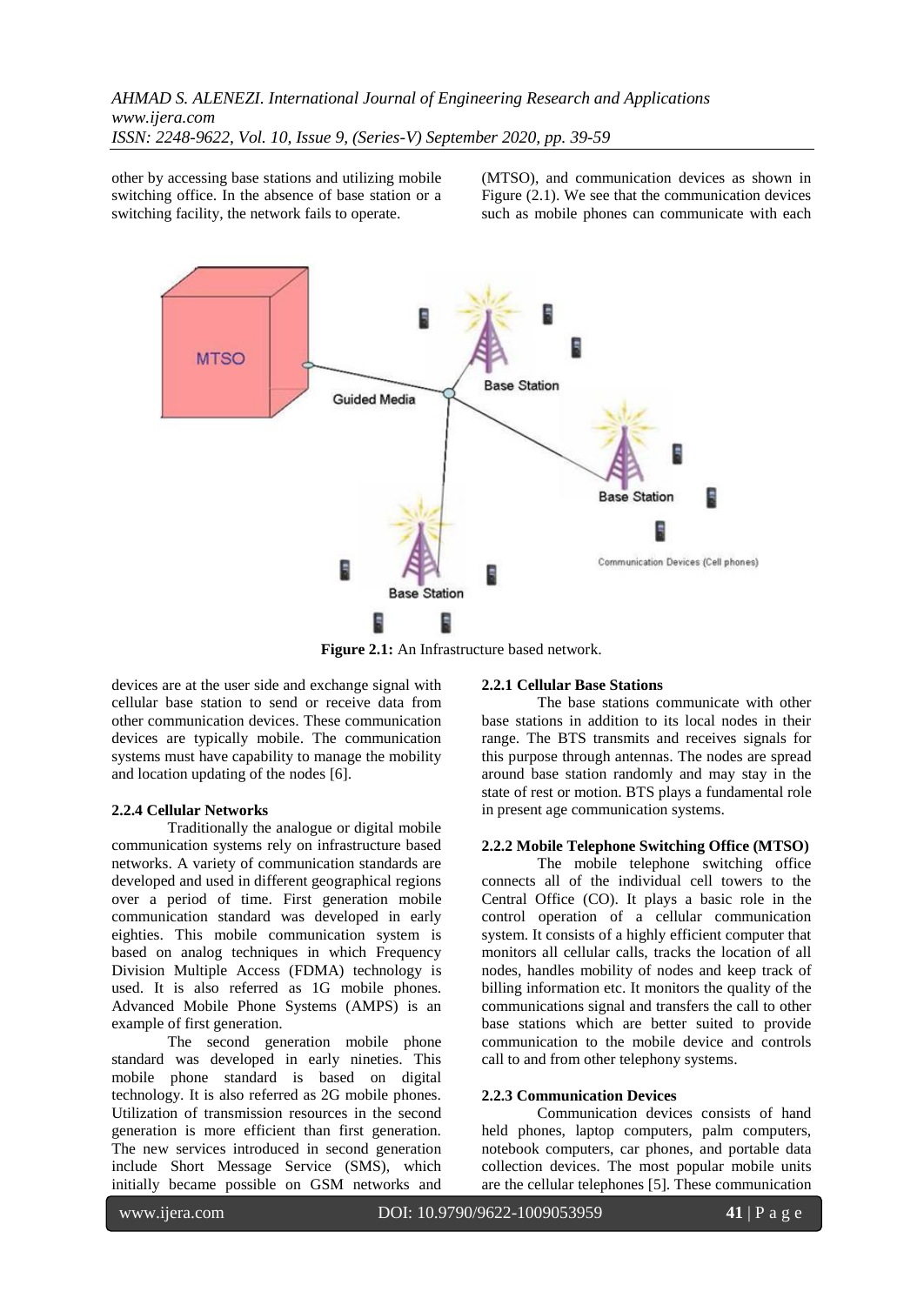other by accessing base stations and utilizing mobile switching office. In the absence of base station or a switching facility, the network fails to operate.

(MTSO), and communication devices as shown in Figure (2.1). We see that the communication devices such as mobile phones can communicate with each

**Figure 2.1:** An Infrastructure based network.

devices are at the user side and exchange signal with cellular base station to send or receive data from other communication devices. These communication devices are typically mobile. The communication systems must have capability to manage the mobility and location updating of the nodes [6].

#### 2.2.4 Cellular Networks

Traditionally the analogue or digital mobile communication systems rely on infrastructure based networks. A variety of communication standards are developed and used in different geographical regions over a period of time. First generation mobile communication standard was developed in early eighties. This mobile communication system is based on analog techniques in which Frequency Division Multiple Access (FDMA) technology is used. It is also referred as 1G mobile phones. Advanced Mobile Phone Systems (AMPS) is an example of first generation.

The second generation mobile phone standard was developed in early nineties. This mobile phone standard is based on digital technology. It is also referred as 2G mobile phones. Utilization of transmission resources in the second generation is more efficient than first generation. The new services introduced in second generation include Short Message Service (SMS), which initially became possible on GSM networks and

#### 2.2.1 Cellular Base Stations

The base stations communicate with other base stations in addition to its local nodes in their range. The BTS transmits and receives signals for this purpose through antennas. The nodes are spread around base station randomly and may stay in the state of rest or motion. BTS plays a fundamental role in present age communication systems.

#### 2.2.2 Mobile Telephone Switching Office (MTSO)

The mobile telephone switching office connects all of the individual cell towers to the Central Office (CO). It plays a basic role in the control operation of a cellular communication system. It consists of a highly efficient computer that monitors all cellular calls, tracks the location of all nodes, handles mobility of nodes and keep track of billing information etc. It monitors the quality of the communications signal and transfers the call to other base stations which are better suited to provide communication to the mobile device and controls call to and from other telephony systems.

#### 2.2.3 Communication Devices

Communication devices consists of hand held phones, laptop computers, palm computers, notebook computers, car phones, and portable data collection devices. The most popular mobile units are the cellular telephones [5]. These communication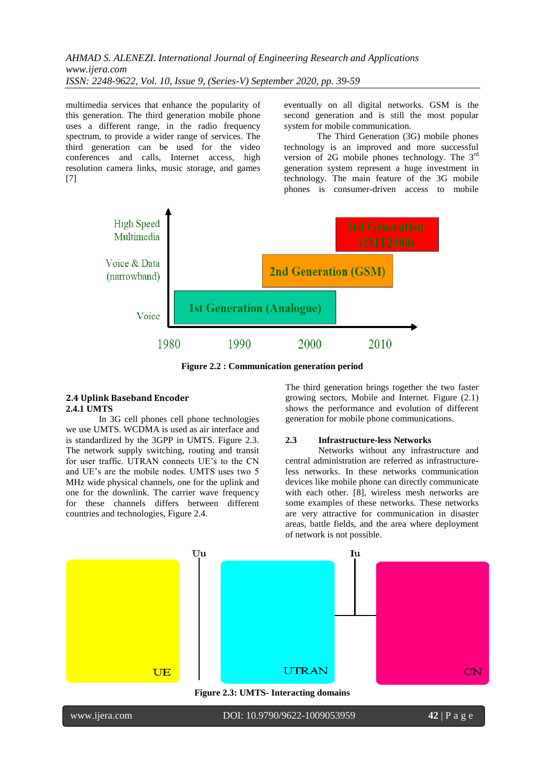multimedia services that enhance the popularity of this generation. The third generation mobile phone uses a different range, in the radio frequency spectrum, to provide a wider range of services. The third generation can be used for the video conferences and calls, Internet access, high resolution camera links, music storage, and games [7]

eventually on all digital networks. GSM is the second generation and is still the most popular system for mobile communication.

The Third Generation (3G) mobile phones technology is an improved and more successful version of 2G mobile phones technology. The 3rd generation system represent a huge investment in technology. The main feature of the 3G mobile phones is consumer-driven access to mobile

**Figure 2.2 : Communication generation period**

The third generation brings together the two faster growing sectors, Mobile and Internet. Figure (2.1) shows the performance and evolution of different generation for mobile phone communications.

### 2.4 Uplink Baseband Encoder

#### 2.4.1 UMTS

In 3G cell phones cell phone technologies we use UMTS. WCDMA is used as air interface and is standardized by the 3GPP in UMTS. Figure 2.3. The network supply switching, routing and transit for user traffic. UTRAN connects UE's to the CN and UE's are the mobile nodes. UMTS uses two 5 MHz wide physical channels, one for the uplink and one for the downlink. The carrier wave frequency for these channels differs between different countries and technologies, Figure 2.4.

### 2.3 Infrastructure-less Networks

Networks without any infrastructure and central administration are referred as infrastructure-less networks. In these networks communication devices like mobile phone can directly communicate with each other. [8], wireless mesh networks are some examples of these networks. These networks are very attractive for communication in disaster areas, battle fields, and the area where deployment of network is not possible.

**Figure 2.3: UMTS- Interacting domains**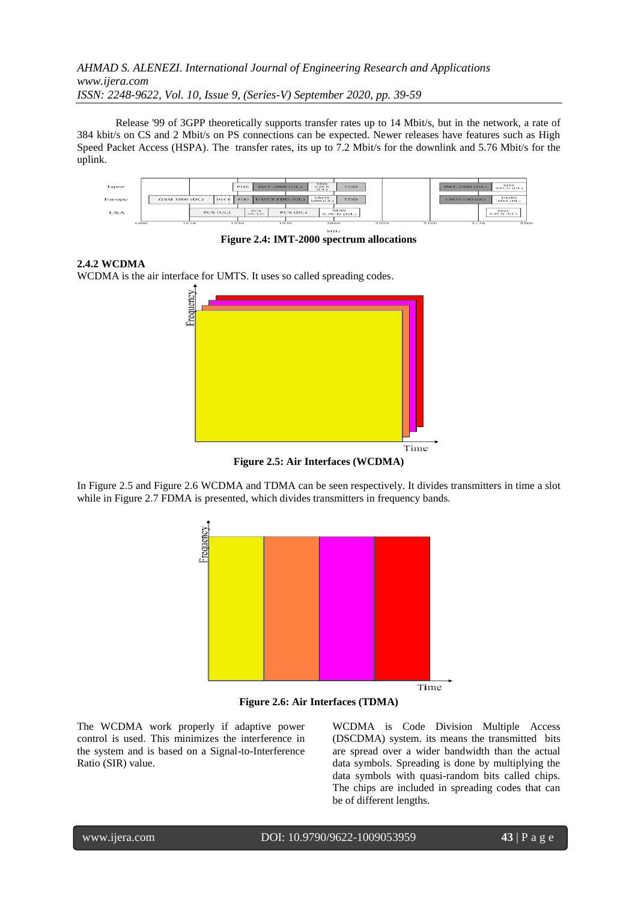Release '99 of 3GPP theoretically supports transfer rates up to 14 Mbit/s, but in the network, a rate of 384 kbit/s on CS and 2 Mbit/s on PS connections can be expected. Newer releases have features such as High Speed Packet Access (HSPA). The transfer rates, its up to 7.2 Mbit/s for the downlink and 5.76 Mbit/s for the uplink.

**Figure 2.4: IMT-2000 spectrum allocations**

### 2.4.2 WCDMA

WCDMA is the air interface for UMTS. It uses so called spreading codes.

**Figure 2.5: Air Interfaces (WCDMA)**

In Figure 2.5 and Figure 2.6 WCDMA and TDMA can be seen respectively. It divides transmitters in time a slot while in Figure 2.7 FDMA is presented, which divides transmitters in frequency bands.

**Figure 2.6: Air Interfaces (TDMA)**

The WCDMA work properly if adaptive power control is used. This minimizes the interference in the system and is based on a Signal-to-Interference Ratio (SIR) value.

WCDMA is Code Division Multiple Access (DSCDMA) system. its means the transmitted bits are spread over a wider bandwidth than the actual data symbols. Spreading is done by multiplying the data symbols with quasi-random bits called chips. The chips are included in spreading codes that can be of different lengths.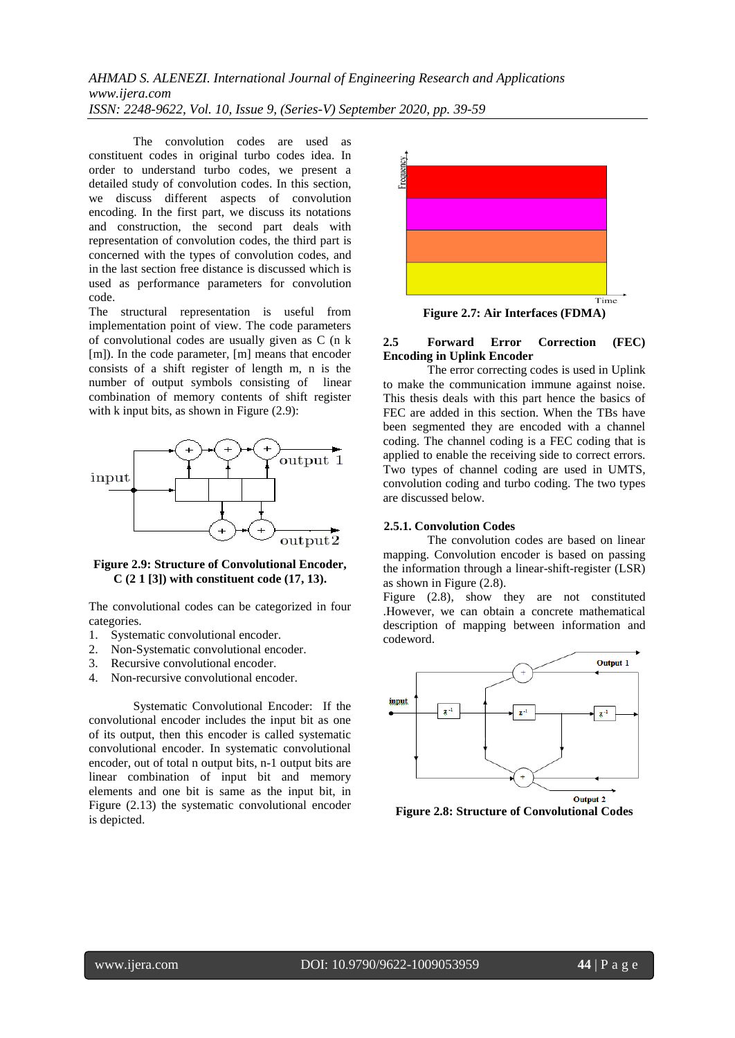The convolution codes are used as constituent codes in original turbo codes idea. In order to understand turbo codes, we present a detailed study of convolution codes. In this section, we discuss different aspects of convolution encoding. In the first part, we discuss its notations and construction, the second part deals with representation of convolution codes, the third part is concerned with the types of convolution codes, and in the last section free distance is discussed which is used as performance parameters for convolution code.

The structural representation is useful from implementation point of view. The code parameters of convolutional codes are usually given as C (n k [m]). In the code parameter, [m] means that encoder consists of a shift register of length m, n is the number of output symbols consisting of linear combination of memory contents of shift register with k input bits, as shown in Figure (2.9):

**Figure 2.9: Structure of Convolutional Encoder, C (2 1 [3]) with constituent code (17, 13).**

The convolutional codes can be categorized in four categories.

1. Systematic convolutional encoder.
2. Non-Systematic convolutional encoder.
3. Recursive convolutional encoder.
4. Non-recursive convolutional encoder.

Systematic Convolutional Encoder: If the convolutional encoder includes the input bit as one of its output, then this encoder is called systematic convolutional encoder. In systematic convolutional encoder, out of total n output bits, n-1 output bits are linear combination of input bit and memory elements and one bit is same as the input bit, in Figure (2.13) the systematic convolutional encoder is depicted.

**Figure 2.7: Air Interfaces (FDMA)**

## 2.5 Forward Error Correction (FEC) Encoding in Uplink Encoder

The error correcting codes is used in Uplink to make the communication immune against noise. This thesis deals with this part hence the basics of FEC are added in this section. When the TBs have been segmented they are encoded with a channel coding. The channel coding is a FEC coding that is applied to enable the receiving side to correct errors. Two types of channel coding are used in UMTS, convolution coding and turbo coding. The two types are discussed below.

### 2.5.1. Convolution Codes

The convolution codes are based on linear mapping. Convolution encoder is based on passing the information through a linear-shift-register (LSR) as shown in Figure (2.8).

Figure (2.8), show they are not constituted .However, we can obtain a concrete mathematical description of mapping between information and codeword.

**Figure 2.8: Structure of Convolutional Codes**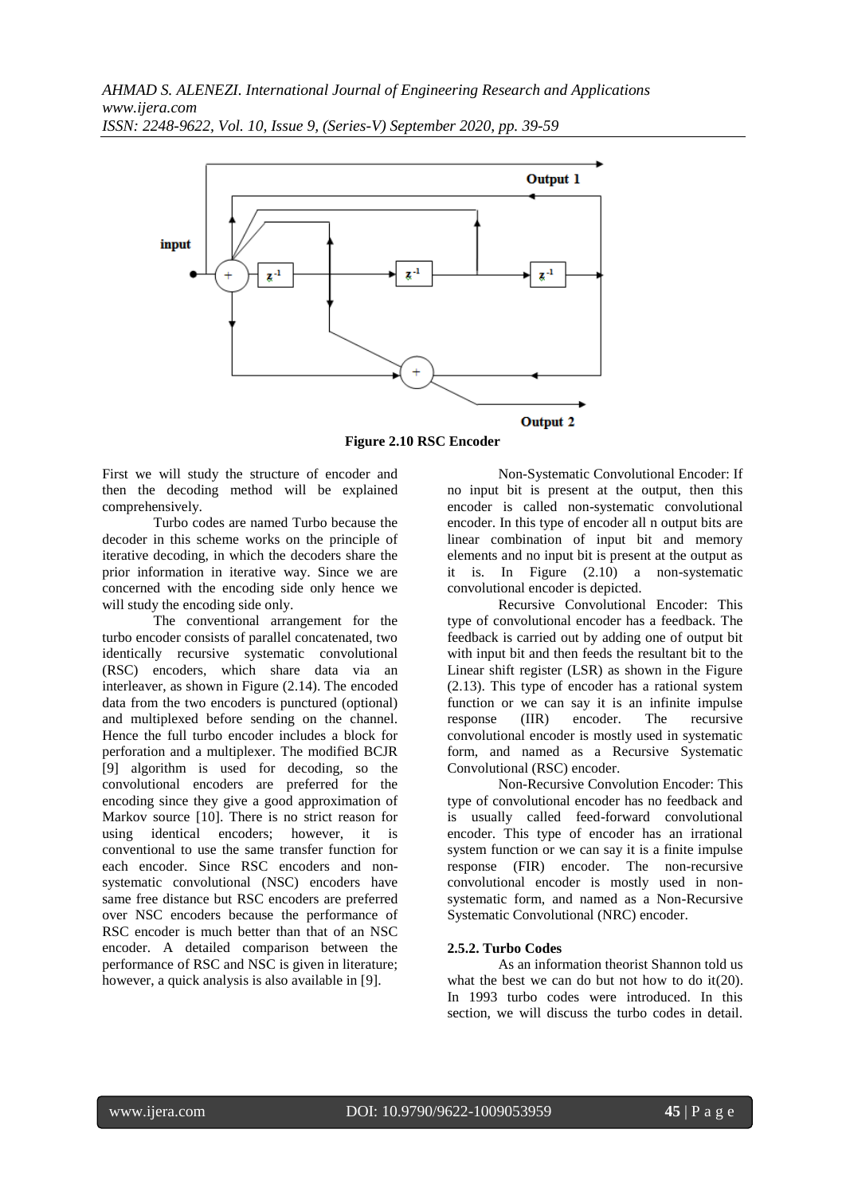**Figure 2.10 RSC Encoder**

First we will study the structure of encoder and then the decoding method will be explained comprehensively.

Turbo codes are named Turbo because the decoder in this scheme works on the principle of iterative decoding, in which the decoders share the prior information in iterative way. Since we are concerned with the encoding side only hence we will study the encoding side only.

The conventional arrangement for the turbo encoder consists of parallel concatenated, two identically recursive systematic convolutional (RSC) encoders, which share data via an interleaver, as shown in Figure (2.14). The encoded data from the two encoders is punctured (optional) and multiplexed before sending on the channel. Hence the full turbo encoder includes a block for perforation and a multiplexer. The modified BCJR [9] algorithm is used for decoding, so the convolutional encoders are preferred for the encoding since they give a good approximation of Markov source [10]. There is no strict reason for using identical encoders; however, it is conventional to use the same transfer function for each encoder. Since RSC encoders and non-systematic convolutional (NSC) encoders have same free distance but RSC encoders are preferred over NSC encoders because the performance of RSC encoder is much better than that of an NSC encoder. A detailed comparison between the performance of RSC and NSC is given in literature; however, a quick analysis is also available in [9].

Non-Systematic Convolutional Encoder: If no input bit is present at the output, then this encoder is called non-systematic convolutional encoder. In this type of encoder all n output bits are linear combination of input bit and memory elements and no input bit is present at the output as it is. In Figure (2.10) a non-systematic convolutional encoder is depicted.

Recursive Convolutional Encoder: This type of convolutional encoder has a feedback. The feedback is carried out by adding one of output bit with input bit and then feeds the resultant bit to the Linear shift register (LSR) as shown in the Figure (2.13). This type of encoder has a rational system function or we can say it is an infinite impulse response (IIR) encoder. The recursive convolutional encoder is mostly used in systematic form, and named as a Recursive Systematic Convolutional (RSC) encoder.

Non-Recursive Convolution Encoder: This type of convolutional encoder has no feedback and is usually called feed-forward convolutional encoder. This type of encoder has an irrational system function or we can say it is a finite impulse response (FIR) encoder. The non-recursive convolutional encoder is mostly used in non-systematic form, and named as a Non-Recursive Systematic Convolutional (NRC) encoder.

### 2.5.2. Turbo Codes

As an information theorist Shannon told us what the best we can do but not how to do it(20). In 1993 turbo codes were introduced. In this section, we will discuss the turbo codes in detail.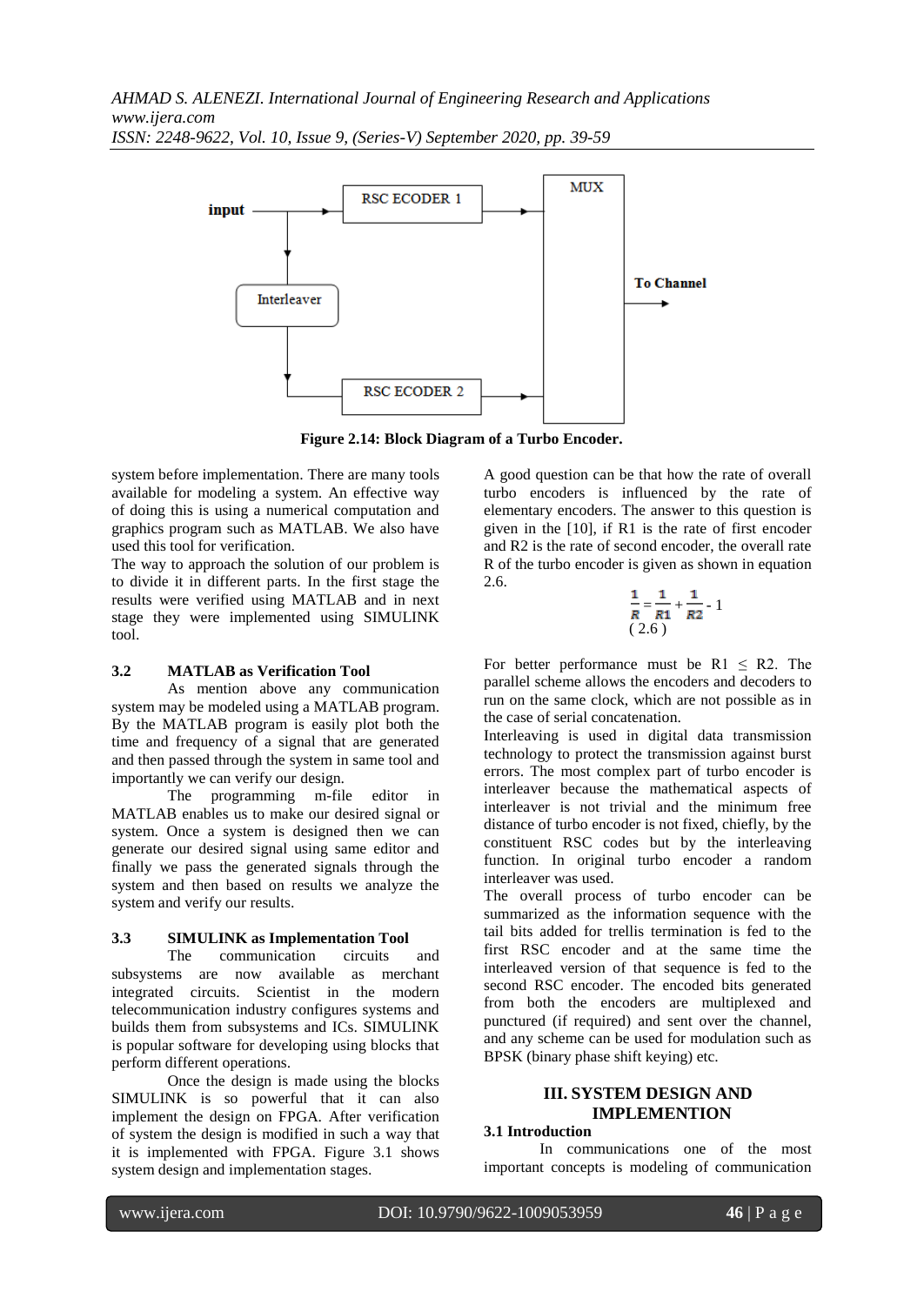Figure 2.14: Block Diagram of a Turbo Encoder.

system before implementation. There are many tools available for modeling a system. An effective way of doing this is using a numerical computation and graphics program such as MATLAB. We also have used this tool for verification.

The way to approach the solution of our problem is to divide it in different parts. In the first stage the results were verified using MATLAB and in next stage they were implemented using SIMULINK tool.

### 3.2 MATLAB as Verification Tool

As mention above any communication system may be modeled using a MATLAB program. By the MATLAB program is easily plot both the time and frequency of a signal that are generated and then passed through the system in same tool and importantly we can verify our design.

The programming m-file editor in MATLAB enables us to make our desired signal or system. Once a system is designed then we can generate our desired signal using same editor and finally we pass the generated signals through the system and then based on results we analyze the system and verify our results.

### 3.3 SIMULINK as Implementation Tool

The communication circuits and subsystems are now available as merchant integrated circuits. Scientist in the modern telecommunication industry configures systems and builds them from subsystems and ICs. SIMULINK is popular software for developing using blocks that perform different operations.

Once the design is made using the blocks SIMULINK is so powerful that it can also implement the design on FPGA. After verification of system the design is modified in such a way that it is implemented with FPGA. Figure 3.1 shows system design and implementation stages.

A good question can be that how the rate of overall turbo encoders is influenced by the rate of elementary encoders. The answer to this question is given in the [10], if R1 is the rate of first encoder and R2 is the rate of second encoder, the overall rate R of the turbo encoder is given as shown in equation 2.6.

$$\frac{1}{R} = \frac{1}{R1} + \frac{1}{R2} - 1 \qquad (2.6)$$

For better performance must be $R1 \le R2$. The parallel scheme allows the encoders and decoders to run on the same clock, which are not possible as in the case of serial concatenation.

Interleaving is used in digital data transmission technology to protect the transmission against burst errors. The most complex part of turbo encoder is interleaver because the mathematical aspects of interleaver is not trivial and the minimum free distance of turbo encoder is not fixed, chiefly, by the constituent RSC codes but by the interleaving function. In original turbo encoder a random interleaver was used.

The overall process of turbo encoder can be summarized as the information sequence with the tail bits added for trellis termination is fed to the first RSC encoder and at the same time the interleaved version of that sequence is fed to the second RSC encoder. The encoded bits generated from both the encoders are multiplexed and punctured (if required) and sent over the channel, and any scheme can be used for modulation such as BPSK (binary phase shift keying) etc.

## III. SYSTEM DESIGN AND IMPLEMENTION

### 3.1 Introduction

In communications one of the most important concepts is modeling of communication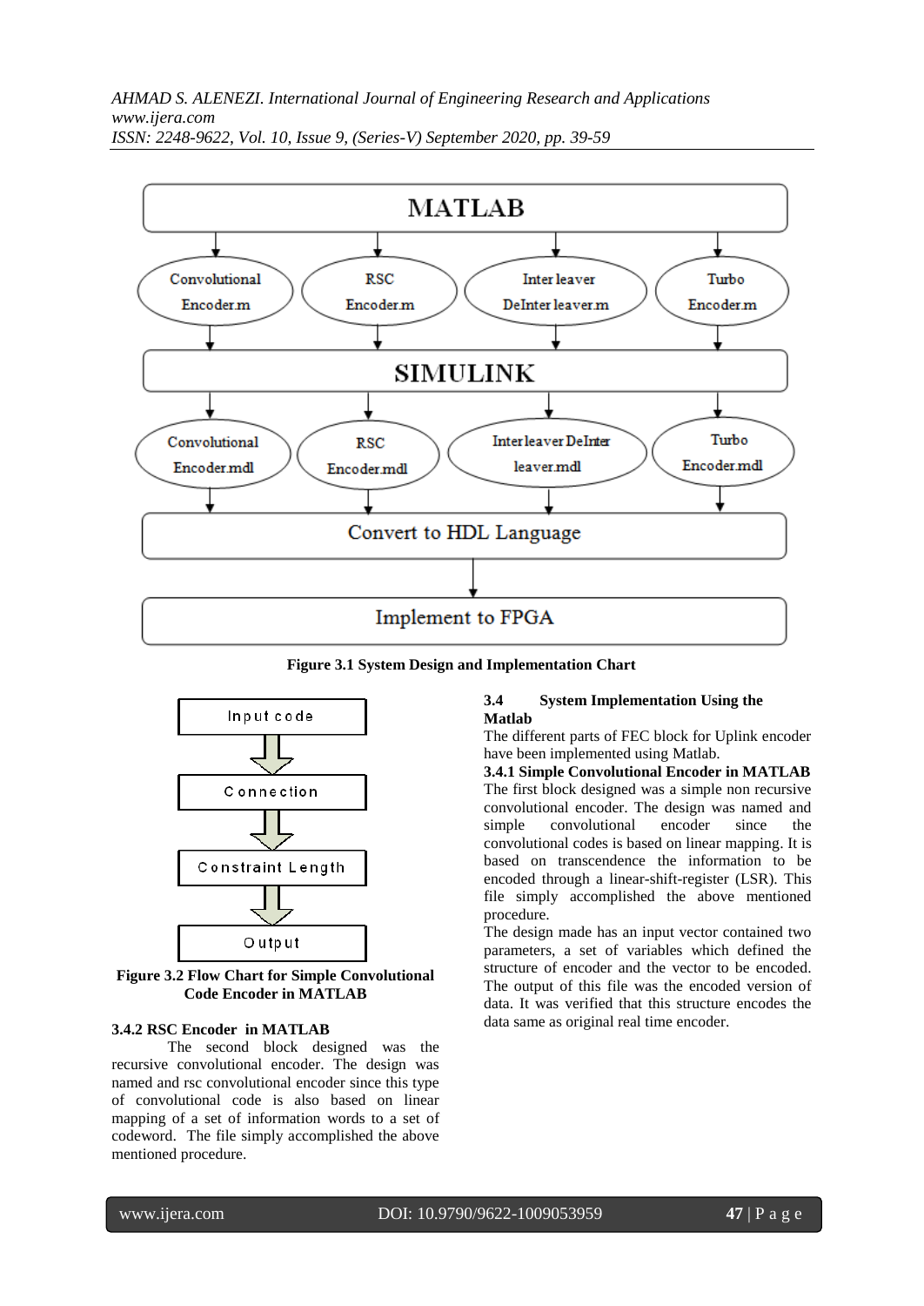**Figure 3.1 System Design and Implementation Chart**

**Figure 3.2 Flow Chart for Simple Convolutional Code Encoder in MATLAB**

### 3.4.2 RSC Encoder in MATLAB

The second block designed was the recursive convolutional encoder. The design was named and rsc convolutional encoder since this type of convolutional code is also based on linear mapping of a set of information words to a set of codeword. The file simply accomplished the above mentioned procedure.

## 3.4 System Implementation Using the Matlab

The different parts of FEC block for Uplink encoder have been implemented using Matlab.

### 3.4.1 Simple Convolutional Encoder in MATLAB

The first block designed was a simple non recursive convolutional encoder. The design was named and simple convolutional encoder since the convolutional codes is based on linear mapping. It is based on transcendence the information to be encoded through a linear-shift-register (LSR). This file simply accomplished the above mentioned procedure.

The design made has an input vector contained two parameters, a set of variables which defined the structure of encoder and the vector to be encoded. The output of this file was the encoded version of data. It was verified that this structure encodes the data same as original real time encoder.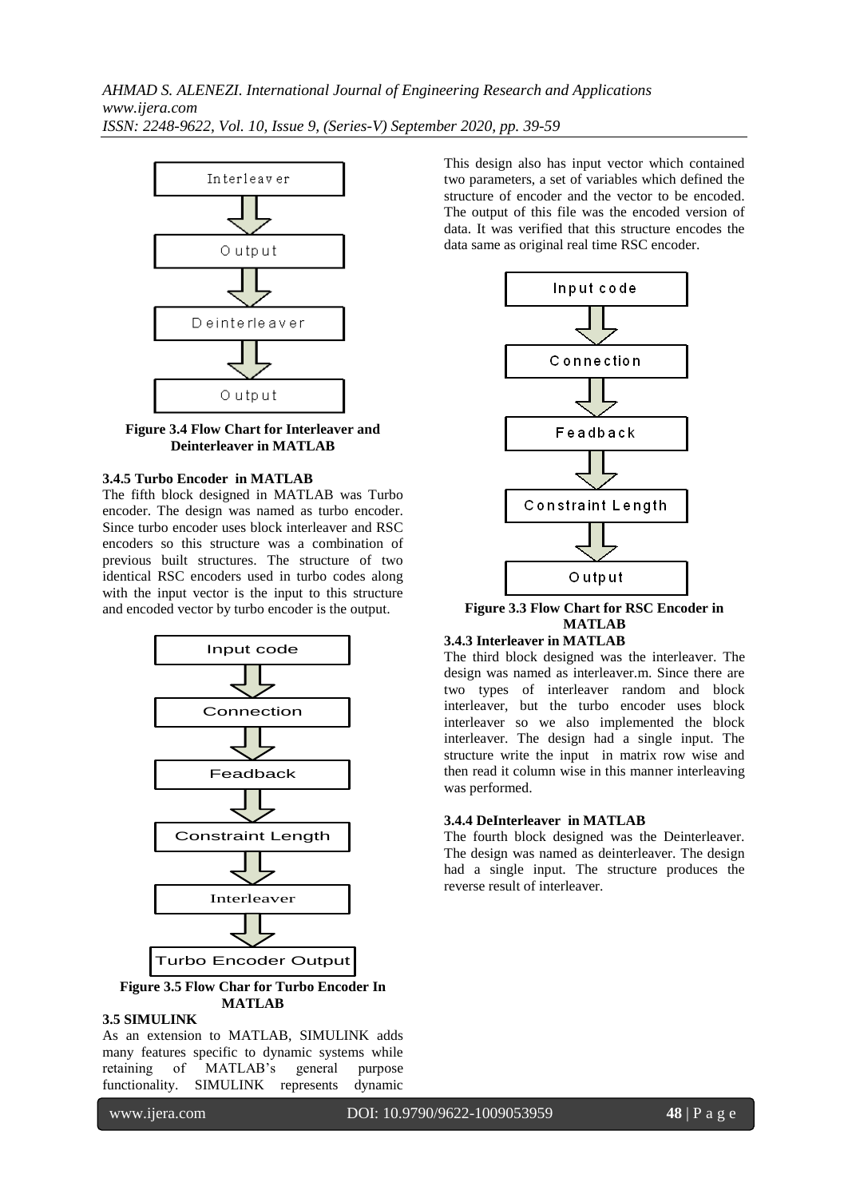Interleaver → Output → Deinterleaver → Output

**Figure 3.4 Flow Chart for Interleaver and Deinterleaver in MATLAB**

#### 3.4.5 Turbo Encoder in MATLAB

The fifth block designed in MATLAB was Turbo encoder. The design was named as turbo encoder. Since turbo encoder uses block interleaver and RSC encoders so this structure was a combination of previous built structures. The structure of two identical RSC encoders used in turbo codes along with the input vector is the input to this structure and encoded vector by turbo encoder is the output.

Input code → Connection → Feadback → Constraint Length → Interleaver → Turbo Encoder Output

**Figure 3.5 Flow Char for Turbo Encoder In MATLAB**

### 3.5 SIMULINK

As an extension to MATLAB, SIMULINK adds many features specific to dynamic systems while retaining of MATLAB's general purpose functionality. SIMULINK represents dynamic

This design also has input vector which contained two parameters, a set of variables which defined the structure of encoder and the vector to be encoded. The output of this file was the encoded version of data. It was verified that this structure encodes the data same as original real time RSC encoder.

Input code → Connection → Feadback → Constraint Length → Output

**Figure 3.3 Flow Chart for RSC Encoder in MATLAB**

#### 3.4.3 Interleaver in MATLAB

The third block designed was the interleaver. The design was named as interleaver.m. Since there are two types of interleaver random and block interleaver, but the turbo encoder uses block interleaver so we also implemented the block interleaver. The design had a single input. The structure write the input in matrix row wise and then read it column wise in this manner interleaving was performed.

#### 3.4.4 DeInterleaver in MATLAB

The fourth block designed was the Deinterleaver. The design was named as deinterleaver. The design had a single input. The structure produces the reverse result of interleaver.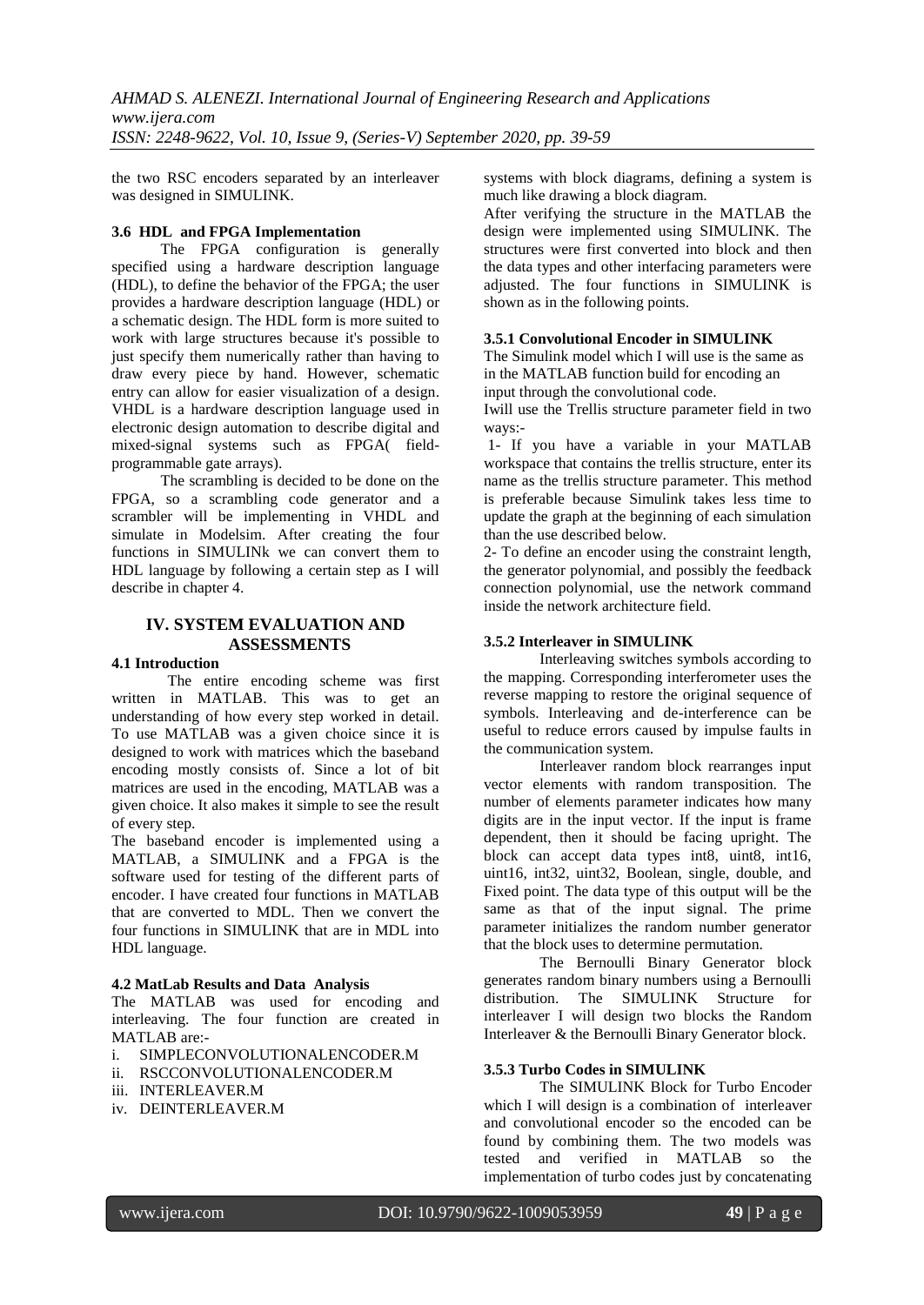the two RSC encoders separated by an interleaver was designed in SIMULINK.

### 3.6 HDL and FPGA Implementation

The FPGA configuration is generally specified using a hardware description language (HDL), to define the behavior of the FPGA; the user provides a hardware description language (HDL) or a schematic design. The HDL form is more suited to work with large structures because it's possible to just specify them numerically rather than having to draw every piece by hand. However, schematic entry can allow for easier visualization of a design. VHDL is a hardware description language used in electronic design automation to describe digital and mixed-signal systems such as FPGA( field-programmable gate arrays).

The scrambling is decided to be done on the FPGA, so a scrambling code generator and a scrambler will be implementing in VHDL and simulate in Modelsim. After creating the four functions in SIMULINk we can convert them to HDL language by following a certain step as I will describe in chapter 4.

## IV. SYSTEM EVALUATION AND ASSESSMENTS

### 4.1 Introduction

The entire encoding scheme was first written in MATLAB. This was to get an understanding of how every step worked in detail. To use MATLAB was a given choice since it is designed to work with matrices which the baseband encoding mostly consists of. Since a lot of bit matrices are used in the encoding, MATLAB was a given choice. It also makes it simple to see the result of every step.

The baseband encoder is implemented using a MATLAB, a SIMULINK and a FPGA is the software used for testing of the different parts of encoder. I have created four functions in MATLAB that are converted to MDL. Then we convert the four functions in SIMULINK that are in MDL into HDL language.

### 4.2 MatLab Results and Data Analysis

The MATLAB was used for encoding and interleaving. The four function are created in MATLAB are:-

i. SIMPLECONVOLUTIONALENCODER.M
ii. RSCCONVOLUTIONALENCODER.M
iii. INTERLEAVER.M
iv. DEINTERLEAVER.M

systems with block diagrams, defining a system is much like drawing a block diagram.

After verifying the structure in the MATLAB the design were implemented using SIMULINK. The structures were first converted into block and then the data types and other interfacing parameters were adjusted. The four functions in SIMULINK is shown as in the following points.

### 3.5.1 Convolutional Encoder in SIMULINK

The Simulink model which I will use is the same as in the MATLAB function build for encoding an input through the convolutional code.

Iwill use the Trellis structure parameter field in two ways:-

1- If you have a variable in your MATLAB workspace that contains the trellis structure, enter its name as the trellis structure parameter. This method is preferable because Simulink takes less time to update the graph at the beginning of each simulation than the use described below.

2- To define an encoder using the constraint length, the generator polynomial, and possibly the feedback connection polynomial, use the network command inside the network architecture field.

### 3.5.2 Interleaver in SIMULINK

Interleaving switches symbols according to the mapping. Corresponding interferometer uses the reverse mapping to restore the original sequence of symbols. Interleaving and de-interference can be useful to reduce errors caused by impulse faults in the communication system.

Interleaver random block rearranges input vector elements with random transposition. The number of elements parameter indicates how many digits are in the input vector. If the input is frame dependent, then it should be facing upright. The block can accept data types int8, uint8, int16, uint16, int32, uint32, Boolean, single, double, and Fixed point. The data type of this output will be the same as that of the input signal. The prime parameter initializes the random number generator that the block uses to determine permutation.

The Bernoulli Binary Generator block generates random binary numbers using a Bernoulli distribution. The SIMULINK Structure for interleaver I will design two blocks the Random Interleaver & the Bernoulli Binary Generator block.

### 3.5.3 Turbo Codes in SIMULINK

The SIMULINK Block for Turbo Encoder which I will design is a combination of interleaver and convolutional encoder so the encoded can be found by combining them. The two models was tested and verified in MATLAB so the implementation of turbo codes just by concatenating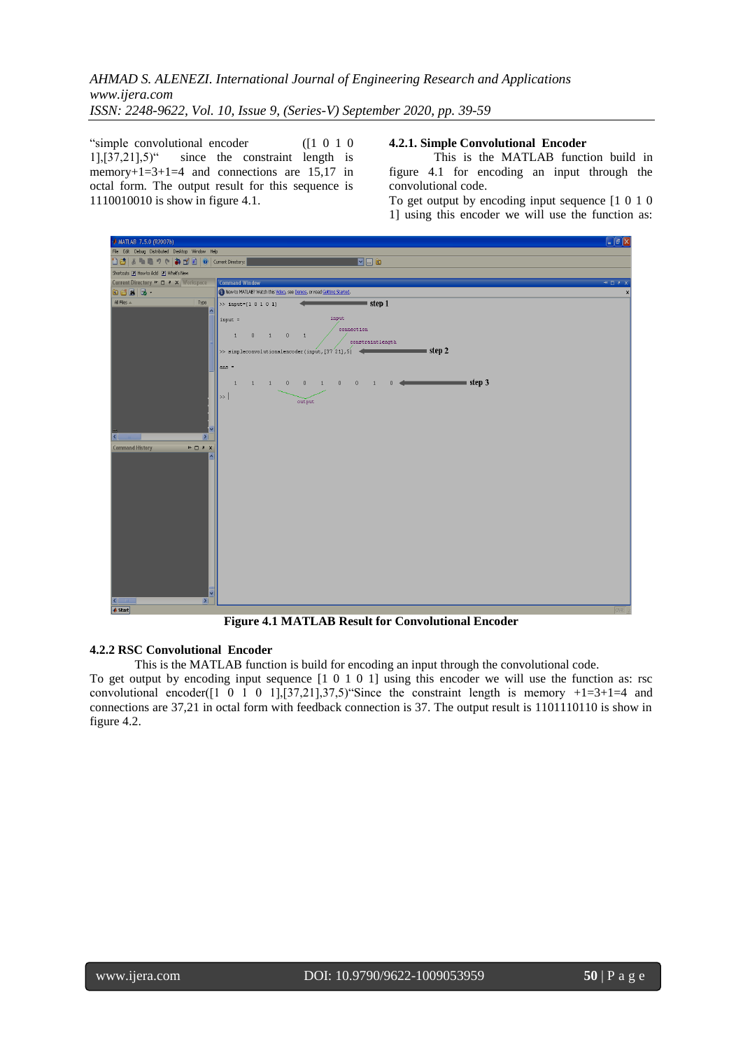"simple convolutional encoder ([1 0 1 0 1],[37,21],5)" since the constraint length is memory+1=3+1=4 and connections are 15,17 in octal form. The output result for this sequence is 1110010010 is show in figure 4.1.

### 4.2.1. Simple Convolutional Encoder

This is the MATLAB function build in figure 4.1 for encoding an input through the convolutional code.

To get output by encoding input sequence [1 0 1 0 1] using this encoder we will use the function as:

**Figure 4.1 MATLAB Result for Convolutional Encoder**

### 4.2.2 RSC Convolutional Encoder

This is the MATLAB function is build for encoding an input through the convolutional code.

To get output by encoding input sequence [1 0 1 0 1] using this encoder we will use the function as: rsc convolutional encoder([1 0 1 0 1],[37,21],37,5)"Since the constraint length is memory +1=3+1=4 and connections are 37,21 in octal form with feedback connection is 37. The output result is 1101110110 is show in figure 4.2.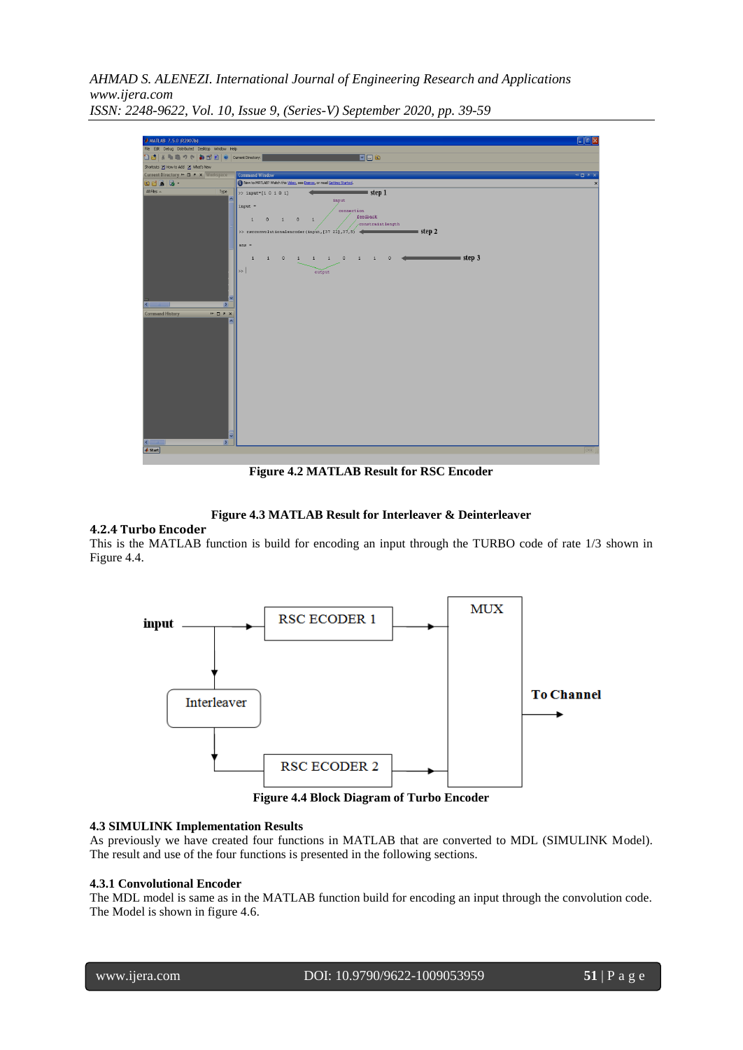Figure 4.2 MATLAB Result for RSC Encoder

Figure 4.3 MATLAB Result for Interleaver & Deinterleaver

### 4.2.4 Turbo Encoder

This is the MATLAB function is build for encoding an input through the TURBO code of rate 1/3 shown in Figure 4.4.

Figure 4.4 Block Diagram of Turbo Encoder

## 4.3 SIMULINK Implementation Results

As previously we have created four functions in MATLAB that are converted to MDL (SIMULINK Model). The result and use of the four functions is presented in the following sections.

### 4.3.1 Convolutional Encoder

The MDL model is same as in the MATLAB function build for encoding an input through the convolution code. The Model is shown in figure 4.6.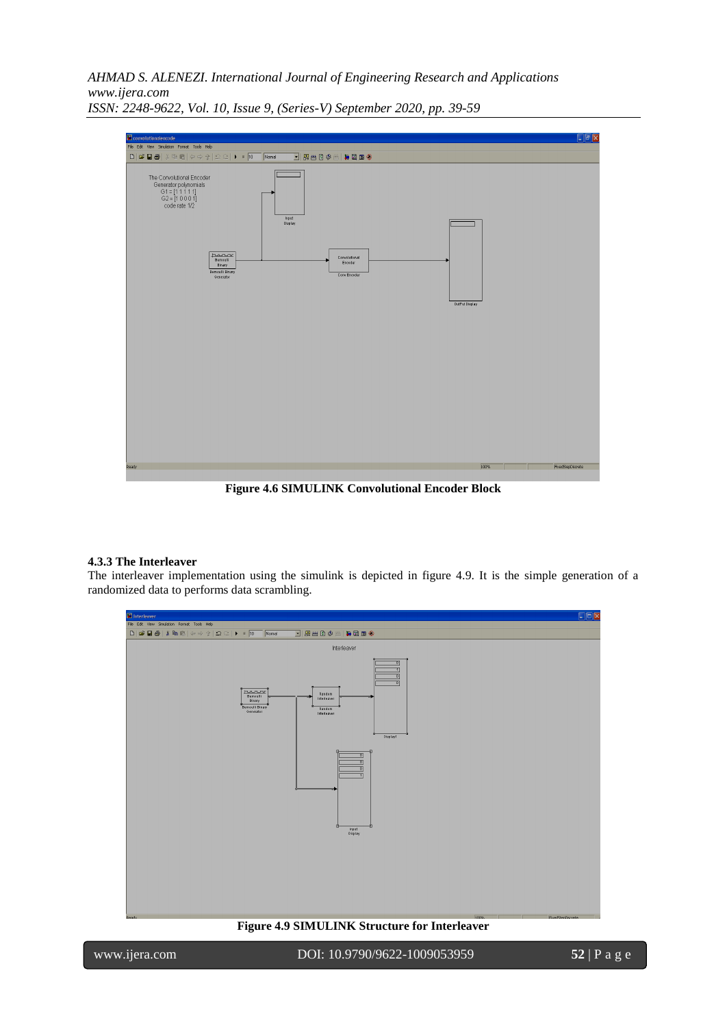**Figure 4.6 SIMULINK Convolutional Encoder Block**

### 4.3.3 The Interleaver

The interleaver implementation using the simulink is depicted in figure 4.9. It is the simple generation of a randomized data to performs data scrambling.

**Figure 4.9 SIMULINK Structure for Interleaver**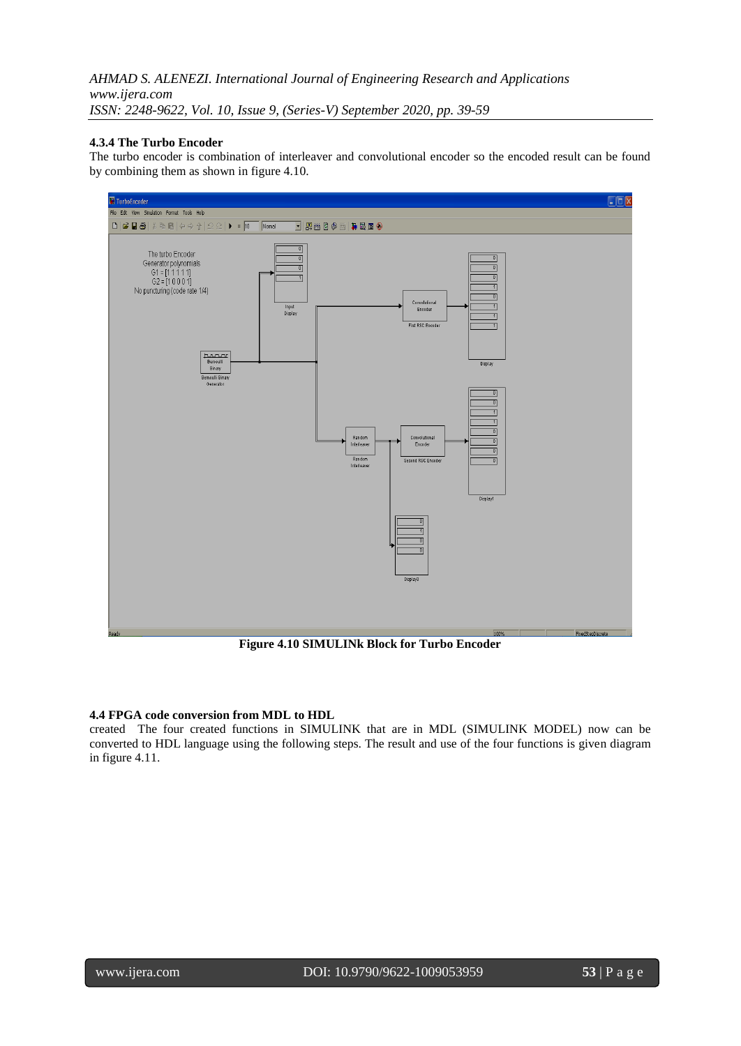### 4.3.4 The Turbo Encoder

The turbo encoder is combination of interleaver and convolutional encoder so the encoded result can be found by combining them as shown in figure 4.10.

**Figure 4.10 SIMULINk Block for Turbo Encoder**

### 4.4 FPGA code conversion from MDL to HDL

created The four created functions in SIMULINK that are in MDL (SIMULINK MODEL) now can be converted to HDL language using the following steps. The result and use of the four functions is given diagram in figure 4.11.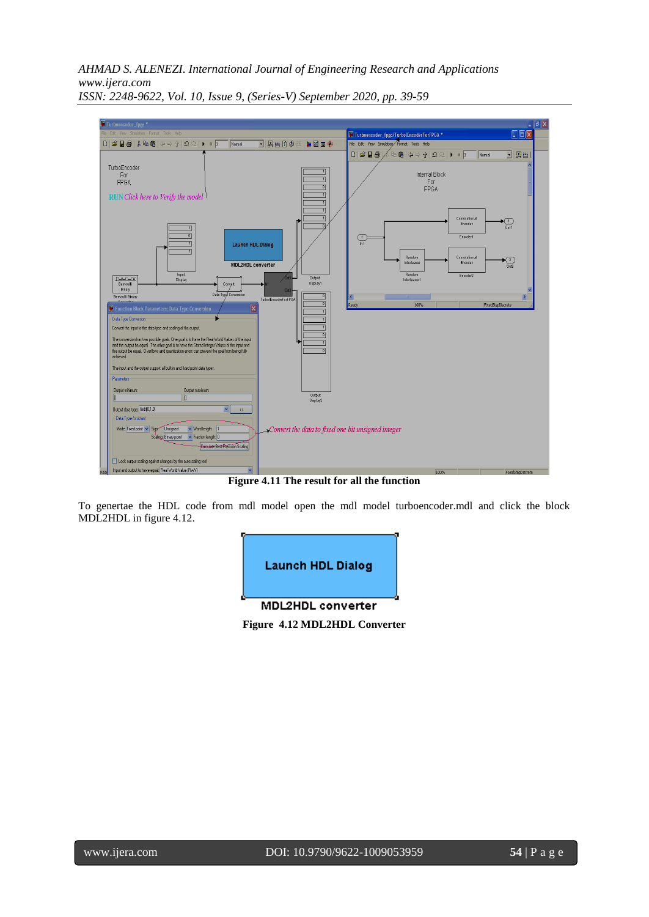**Figure 4.11 The result for all the function**

To genertae the HDL code from mdl model open the mdl model turboencoder.mdl and click the block MDL2HDL in figure 4.12.

**Figure 4.12 MDL2HDL Converter**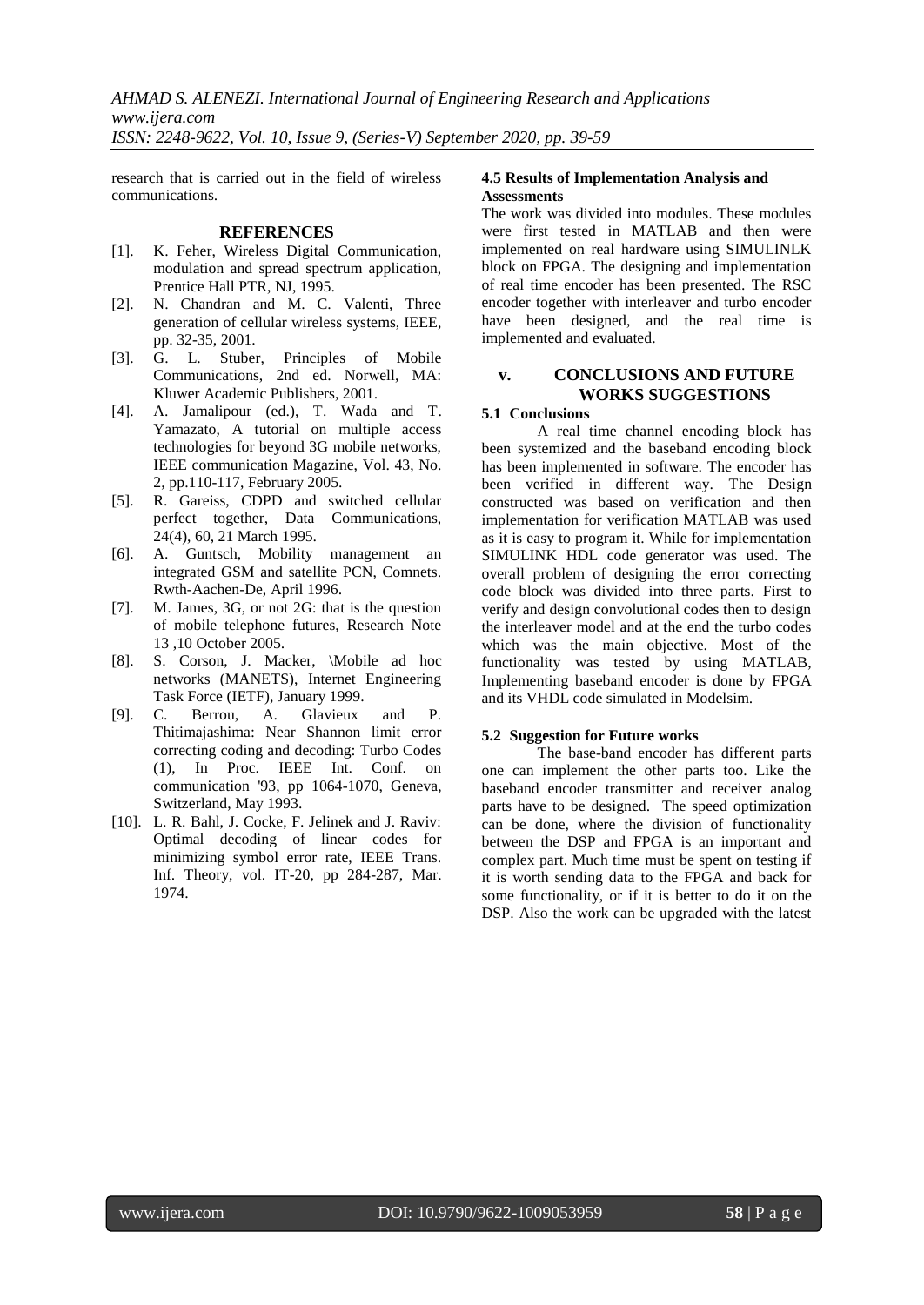research that is carried out in the field of wireless communications.

## REFERENCES

[1]. K. Feher, Wireless Digital Communication, modulation and spread spectrum application, Prentice Hall PTR, NJ, 1995.

[2]. N. Chandran and M. C. Valenti, Three generation of cellular wireless systems, IEEE, pp. 32-35, 2001.

[3]. G. L. Stuber, Principles of Mobile Communications, 2nd ed. Norwell, MA: Kluwer Academic Publishers, 2001.

[4]. A. Jamalipour (ed.), T. Wada and T. Yamazato, A tutorial on multiple access technologies for beyond 3G mobile networks, IEEE communication Magazine, Vol. 43, No. 2, pp.110-117, February 2005.

[5]. R. Gareiss, CDPD and switched cellular perfect together, Data Communications, 24(4), 60, 21 March 1995.

[6]. A. Guntsch, Mobility management an integrated GSM and satellite PCN, Comnets. Rwth-Aachen-De, April 1996.

[7]. M. James, 3G, or not 2G: that is the question of mobile telephone futures, Research Note 13 ,10 October 2005.

[8]. S. Corson, J. Macker, \Mobile ad hoc networks (MANETS), Internet Engineering Task Force (IETF), January 1999.

[9]. C. Berrou, A. Glavieux and P. Thitimajashima: Near Shannon limit error correcting coding and decoding: Turbo Codes (1), In Proc. IEEE Int. Conf. on communication '93, pp 1064-1070, Geneva, Switzerland, May 1993.

[10]. L. R. Bahl, J. Cocke, F. Jelinek and J. Raviv: Optimal decoding of linear codes for minimizing symbol error rate, IEEE Trans. Inf. Theory, vol. IT-20, pp 284-287, Mar. 1974.

### 4.5 Results of Implementation Analysis and Assessments

The work was divided into modules. These modules were first tested in MATLAB and then were implemented on real hardware using SIMULINLK block on FPGA. The designing and implementation of real time encoder has been presented. The RSC encoder together with interleaver and turbo encoder have been designed, and the real time is implemented and evaluated.

## V. CONCLUSIONS AND FUTURE WORKS SUGGESTIONS

### 5.1 Conclusions

A real time channel encoding block has been systemized and the baseband encoding block has been implemented in software. The encoder has been verified in different way. The Design constructed was based on verification and then implementation for verification MATLAB was used as it is easy to program it. While for implementation SIMULINK HDL code generator was used. The overall problem of designing the error correcting code block was divided into three parts. First to verify and design convolutional codes then to design the interleaver model and at the end the turbo codes which was the main objective. Most of the functionality was tested by using MATLAB, Implementing baseband encoder is done by FPGA and its VHDL code simulated in Modelsim.

### 5.2 Suggestion for Future works

The base-band encoder has different parts one can implement the other parts too. Like the baseband encoder transmitter and receiver analog parts have to be designed. The speed optimization can be done, where the division of functionality between the DSP and FPGA is an important and complex part. Much time must be spent on testing if it is worth sending data to the FPGA and back for some functionality, or if it is better to do it on the DSP. Also the work can be upgraded with the latest